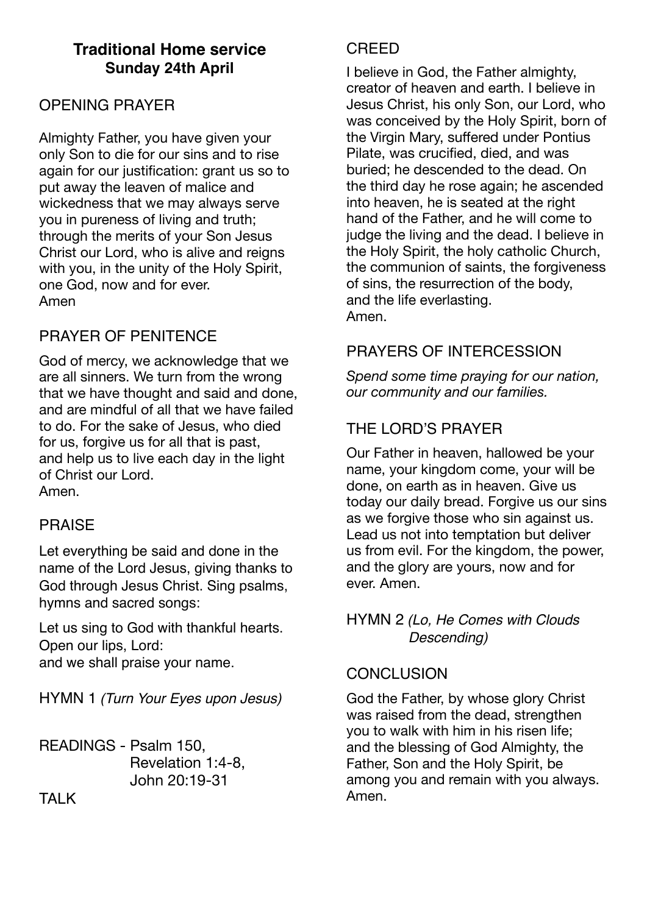# Traditional Home service
**Sunday 24th April**

## OPENING PRAYER

Almighty Father, you have given your only Son to die for our sins and to rise again for our justification: grant us so to put away the leaven of malice and wickedness that we may always serve you in pureness of living and truth; through the merits of your Son Jesus Christ our Lord, who is alive and reigns with you, in the unity of the Holy Spirit, one God, now and for ever.
Amen

## PRAYER OF PENITENCE

God of mercy, we acknowledge that we are all sinners. We turn from the wrong that we have thought and said and done, and are mindful of all that we have failed to do. For the sake of Jesus, who died for us, forgive us for all that is past, and help us to live each day in the light of Christ our Lord.
Amen.

## PRAISE

Let everything be said and done in the name of the Lord Jesus, giving thanks to God through Jesus Christ. Sing psalms, hymns and sacred songs:

Let us sing to God with thankful hearts.
Open our lips, Lord:
and we shall praise your name.

## HYMN 1 *(Turn Your Eyes upon Jesus)*

## READINGS - Psalm 150, Revelation 1:4-8, John 20:19-31

## TALK

## CREED

I believe in God, the Father almighty, creator of heaven and earth. I believe in Jesus Christ, his only Son, our Lord, who was conceived by the Holy Spirit, born of the Virgin Mary, suffered under Pontius Pilate, was crucified, died, and was buried; he descended to the dead. On the third day he rose again; he ascended into heaven, he is seated at the right hand of the Father, and he will come to judge the living and the dead. I believe in the Holy Spirit, the holy catholic Church, the communion of saints, the forgiveness of sins, the resurrection of the body, and the life everlasting.
Amen.

## PRAYERS OF INTERCESSION

*Spend some time praying for our nation, our community and our families.*

## THE LORD'S PRAYER

Our Father in heaven, hallowed be your name, your kingdom come, your will be done, on earth as in heaven. Give us today our daily bread. Forgive us our sins as we forgive those who sin against us. Lead us not into temptation but deliver us from evil. For the kingdom, the power, and the glory are yours, now and for ever. Amen.

## HYMN 2 *(Lo, He Comes with Clouds Descending)*

## CONCLUSION

God the Father, by whose glory Christ was raised from the dead, strengthen you to walk with him in his risen life; and the blessing of God Almighty, the Father, Son and the Holy Spirit, be among you and remain with you always.
Amen.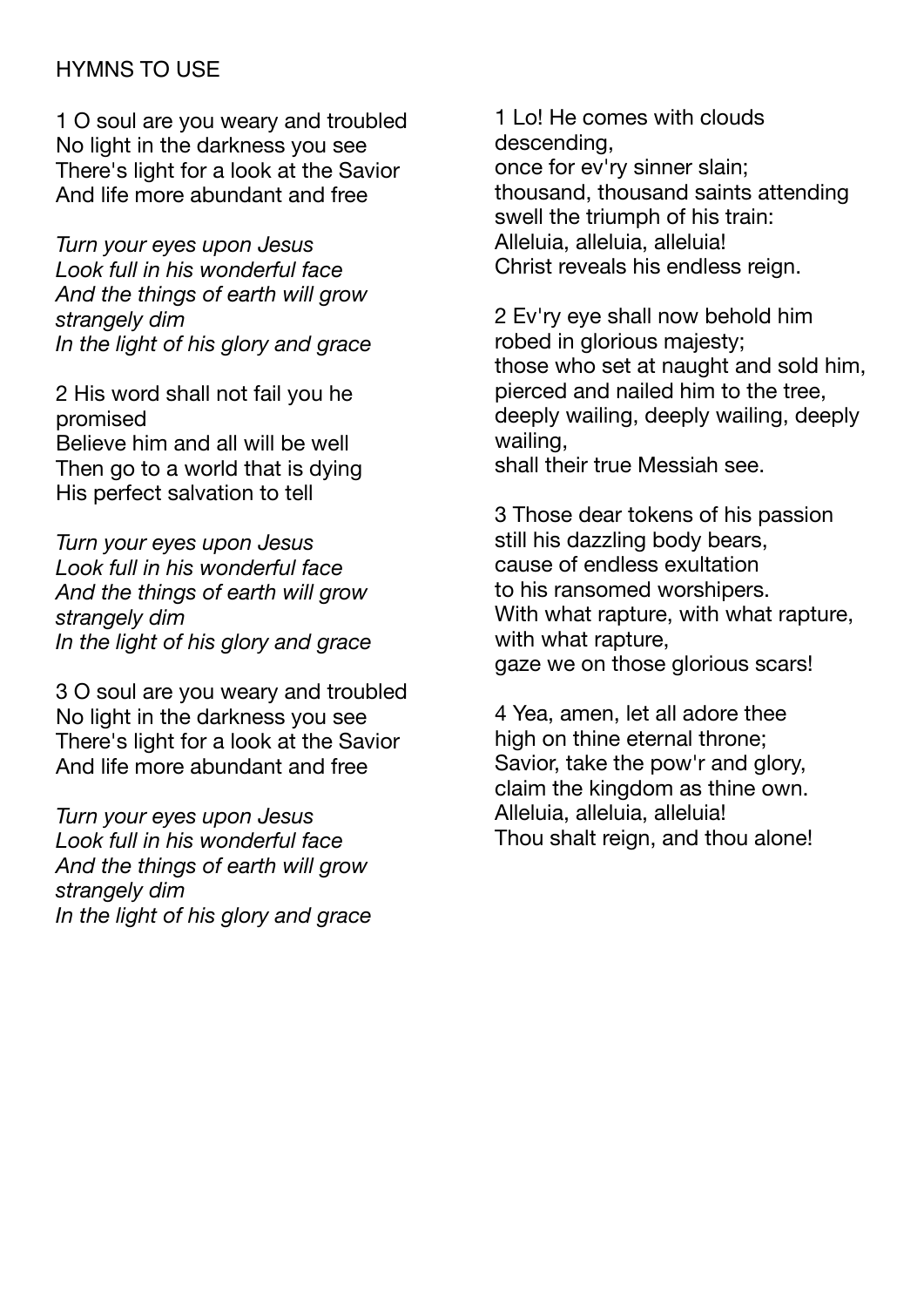HYMNS TO USE

1 O soul are you weary and troubled
No light in the darkness you see
There's light for a look at the Savior
And life more abundant and free

*Turn your eyes upon Jesus*
*Look full in his wonderful face*
*And the things of earth will grow strangely dim*
*In the light of his glory and grace*

2 His word shall not fail you he promised
Believe him and all will be well
Then go to a world that is dying
His perfect salvation to tell

*Turn your eyes upon Jesus*
*Look full in his wonderful face*
*And the things of earth will grow strangely dim*
*In the light of his glory and grace*

3 O soul are you weary and troubled
No light in the darkness you see
There's light for a look at the Savior
And life more abundant and free

*Turn your eyes upon Jesus*
*Look full in his wonderful face*
*And the things of earth will grow strangely dim*
*In the light of his glory and grace*

1 Lo! He comes with clouds descending,
once for ev'ry sinner slain;
thousand, thousand saints attending
swell the triumph of his train:
Alleluia, alleluia, alleluia!
Christ reveals his endless reign.

2 Ev'ry eye shall now behold him
robed in glorious majesty;
those who set at naught and sold him,
pierced and nailed him to the tree,
deeply wailing, deeply wailing, deeply wailing,
shall their true Messiah see.

3 Those dear tokens of his passion
still his dazzling body bears,
cause of endless exultation
to his ransomed worshipers.
With what rapture, with what rapture, with what rapture,
gaze we on those glorious scars!

4 Yea, amen, let all adore thee
high on thine eternal throne;
Savior, take the pow'r and glory,
claim the kingdom as thine own.
Alleluia, alleluia, alleluia!
Thou shalt reign, and thou alone!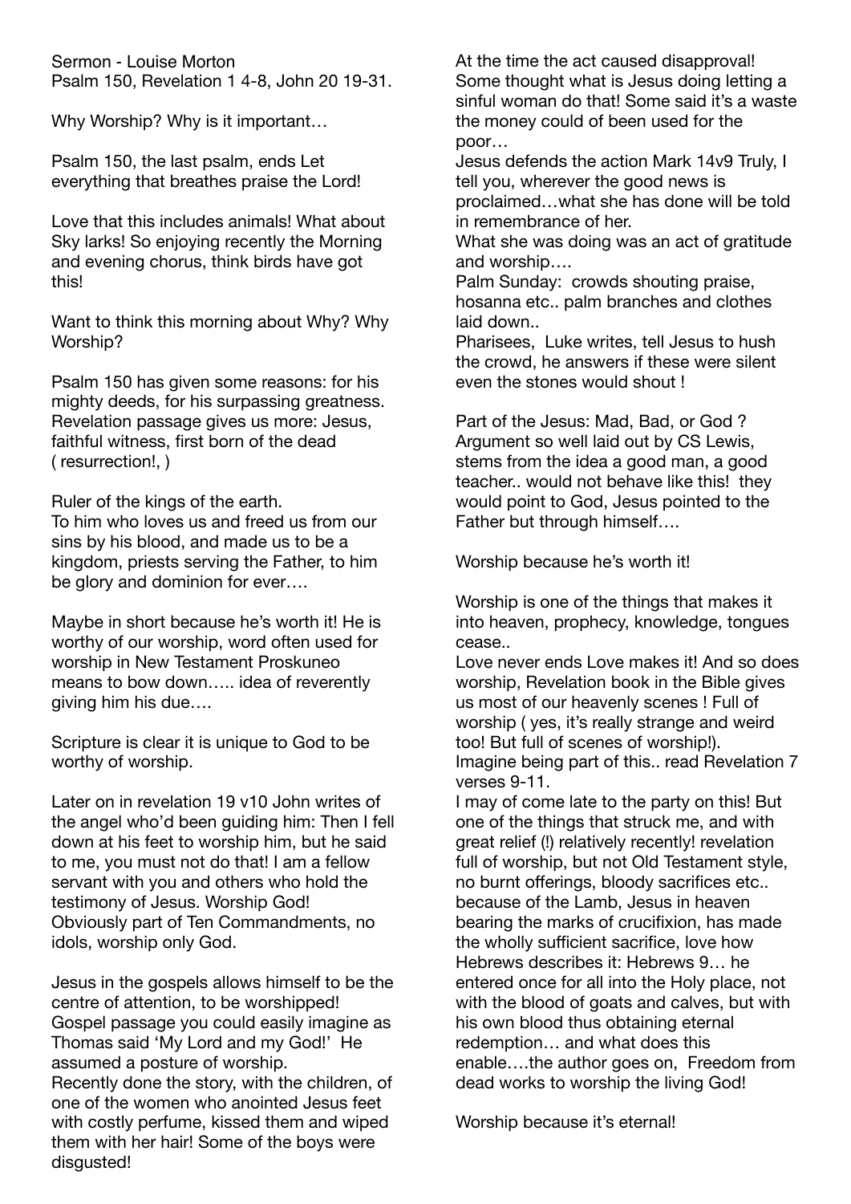Sermon - Louise Morton
Psalm 150, Revelation 1 4-8, John 20 19-31.

Why Worship? Why is it important…

Psalm 150, the last psalm, ends Let everything that breathes praise the Lord!

Love that this includes animals! What about Sky larks! So enjoying recently the Morning and evening chorus, think birds have got this!

Want to think this morning about Why? Why Worship?

Psalm 150 has given some reasons: for his mighty deeds, for his surpassing greatness. Revelation passage gives us more: Jesus, faithful witness, first born of the dead ( resurrection!, )

Ruler of the kings of the earth.
To him who loves us and freed us from our sins by his blood, and made us to be a kingdom, priests serving the Father, to him be glory and dominion for ever….

Maybe in short because he's worth it! He is worthy of our worship, word often used for worship in New Testament Proskuneo means to bow down….. idea of reverently giving him his due….

Scripture is clear it is unique to God to be worthy of worship.

Later on in revelation 19 v10 John writes of the angel who'd been guiding him: Then I fell down at his feet to worship him, but he said to me, you must not do that! I am a fellow servant with you and others who hold the testimony of Jesus. Worship God!
Obviously part of Ten Commandments, no idols, worship only God.

Jesus in the gospels allows himself to be the centre of attention, to be worshipped! Gospel passage you could easily imagine as Thomas said 'My Lord and my God!' He assumed a posture of worship.
Recently done the story, with the children, of one of the women who anointed Jesus feet with costly perfume, kissed them and wiped them with her hair! Some of the boys were disgusted!
At the time the act caused disapproval! Some thought what is Jesus doing letting a sinful woman do that! Some said it's a waste the money could of been used for the poor…
Jesus defends the action Mark 14v9 Truly, I tell you, wherever the good news is proclaimed…what she has done will be told in remembrance of her.
What she was doing was an act of gratitude and worship….
Palm Sunday: crowds shouting praise, hosanna etc.. palm branches and clothes laid down..
Pharisees, Luke writes, tell Jesus to hush the crowd, he answers if these were silent even the stones would shout !

Part of the Jesus: Mad, Bad, or God ? Argument so well laid out by CS Lewis, stems from the idea a good man, a good teacher.. would not behave like this! they would point to God, Jesus pointed to the Father but through himself….

Worship because he's worth it!

Worship is one of the things that makes it into heaven, prophecy, knowledge, tongues cease..
Love never ends Love makes it! And so does worship, Revelation book in the Bible gives us most of our heavenly scenes ! Full of worship ( yes, it's really strange and weird too! But full of scenes of worship!).
Imagine being part of this.. read Revelation 7 verses 9-11.
I may of come late to the party on this! But one of the things that struck me, and with great relief (!) relatively recently! revelation full of worship, but not Old Testament style, no burnt offerings, bloody sacrifices etc.. because of the Lamb, Jesus in heaven bearing the marks of crucifixion, has made the wholly sufficient sacrifice, love how Hebrews describes it: Hebrews 9… he entered once for all into the Holy place, not with the blood of goats and calves, but with his own blood thus obtaining eternal redemption… and what does this enable….the author goes on, Freedom from dead works to worship the living God!

Worship because it's eternal!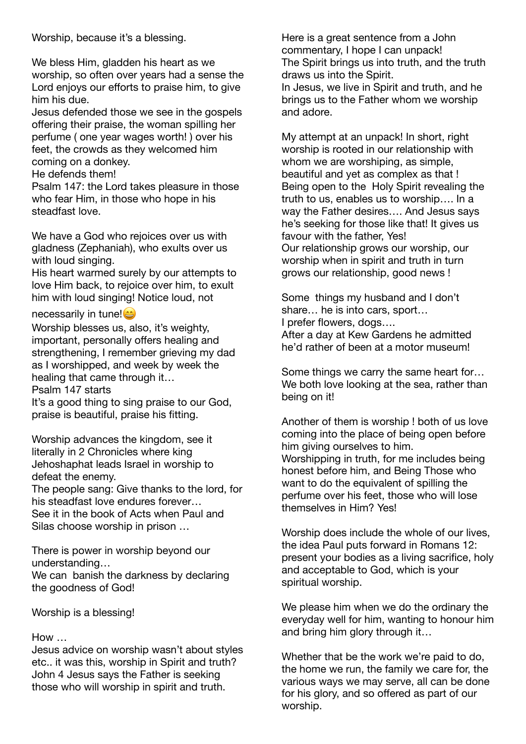Worship, because it's a blessing.

We bless Him, gladden his heart as we worship, so often over years had a sense the Lord enjoys our efforts to praise him, to give him his due.
Jesus defended those we see in the gospels offering their praise, the woman spilling her perfume ( one year wages worth! ) over his feet, the crowds as they welcomed him coming on a donkey.
He defends them!
Psalm 147: the Lord takes pleasure in those who fear Him, in those who hope in his steadfast love.

We have a God who rejoices over us with gladness (Zephaniah), who exults over us with loud singing.
His heart warmed surely by our attempts to love Him back, to rejoice over him, to exult him with loud singing! Notice loud, not necessarily in tune!😄
Worship blesses us, also, it's weighty, important, personally offers healing and strengthening, I remember grieving my dad as I worshipped, and week by week the healing that came through it…
Psalm 147 starts
It's a good thing to sing praise to our God, praise is beautiful, praise his fitting.

Worship advances the kingdom, see it literally in 2 Chronicles where king Jehoshaphat leads Israel in worship to defeat the enemy.
The people sang: Give thanks to the lord, for his steadfast love endures forever…
See it in the book of Acts when Paul and Silas choose worship in prison …

There is power in worship beyond our understanding…
We can banish the darkness by declaring the goodness of God!

Worship is a blessing!

How …
Jesus advice on worship wasn't about styles etc.. it was this, worship in Spirit and truth? John 4 Jesus says the Father is seeking those who will worship in spirit and truth.

Here is a great sentence from a John commentary, I hope I can unpack!
The Spirit brings us into truth, and the truth draws us into the Spirit.
In Jesus, we live in Spirit and truth, and he brings us to the Father whom we worship and adore.

My attempt at an unpack! In short, right worship is rooted in our relationship with whom we are worshiping, as simple, beautiful and yet as complex as that ! Being open to the Holy Spirit revealing the truth to us, enables us to worship…. In a way the Father desires…. And Jesus says he's seeking for those like that! It gives us favour with the father, Yes!
Our relationship grows our worship, our worship when in spirit and truth in turn grows our relationship, good news !

Some things my husband and I don't share… he is into cars, sport…
I prefer flowers, dogs….
After a day at Kew Gardens he admitted he'd rather of been at a motor museum!

Some things we carry the same heart for… We both love looking at the sea, rather than being on it!

Another of them is worship ! both of us love coming into the place of being open before him giving ourselves to him.
Worshipping in truth, for me includes being honest before him, and Being Those who want to do the equivalent of spilling the perfume over his feet, those who will lose themselves in Him? Yes!

Worship does include the whole of our lives, the idea Paul puts forward in Romans 12: present your bodies as a living sacrifice, holy and acceptable to God, which is your spiritual worship.

We please him when we do the ordinary the everyday well for him, wanting to honour him and bring him glory through it…

Whether that be the work we're paid to do, the home we run, the family we care for, the various ways we may serve, all can be done for his glory, and so offered as part of our worship.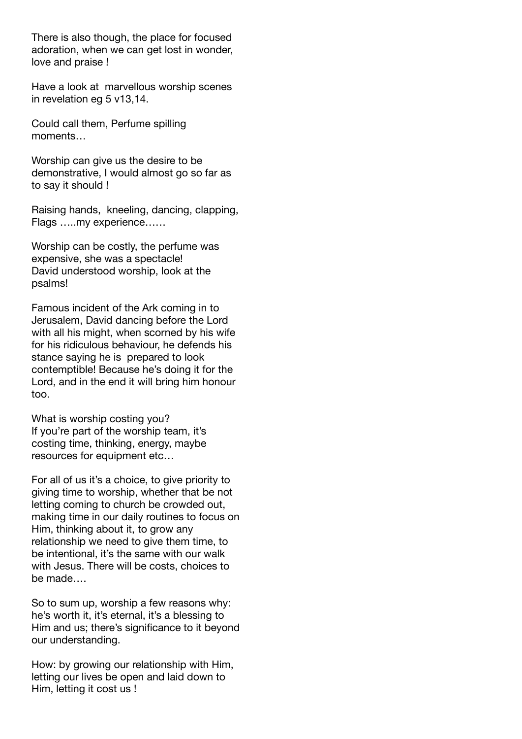There is also though, the place for focused adoration, when we can get lost in wonder, love and praise !

Have a look at  marvellous worship scenes in revelation eg 5 v13,14.

Could call them, Perfume spilling moments…

Worship can give us the desire to be demonstrative, I would almost go so far as to say it should !

Raising hands,  kneeling, dancing, clapping, Flags …..my experience……

Worship can be costly, the perfume was expensive, she was a spectacle!
David understood worship, look at the psalms!

Famous incident of the Ark coming in to Jerusalem, David dancing before the Lord with all his might, when scorned by his wife for his ridiculous behaviour, he defends his stance saying he is  prepared to look contemptible! Because he's doing it for the Lord, and in the end it will bring him honour too.

What is worship costing you?
If you're part of the worship team, it's costing time, thinking, energy, maybe resources for equipment etc…

For all of us it's a choice, to give priority to giving time to worship, whether that be not letting coming to church be crowded out, making time in our daily routines to focus on Him, thinking about it, to grow any relationship we need to give them time, to be intentional, it's the same with our walk with Jesus. There will be costs, choices to be made….

So to sum up, worship a few reasons why: he's worth it, it's eternal, it's a blessing to Him and us; there's significance to it beyond our understanding.

How: by growing our relationship with Him, letting our lives be open and laid down to Him, letting it cost us !